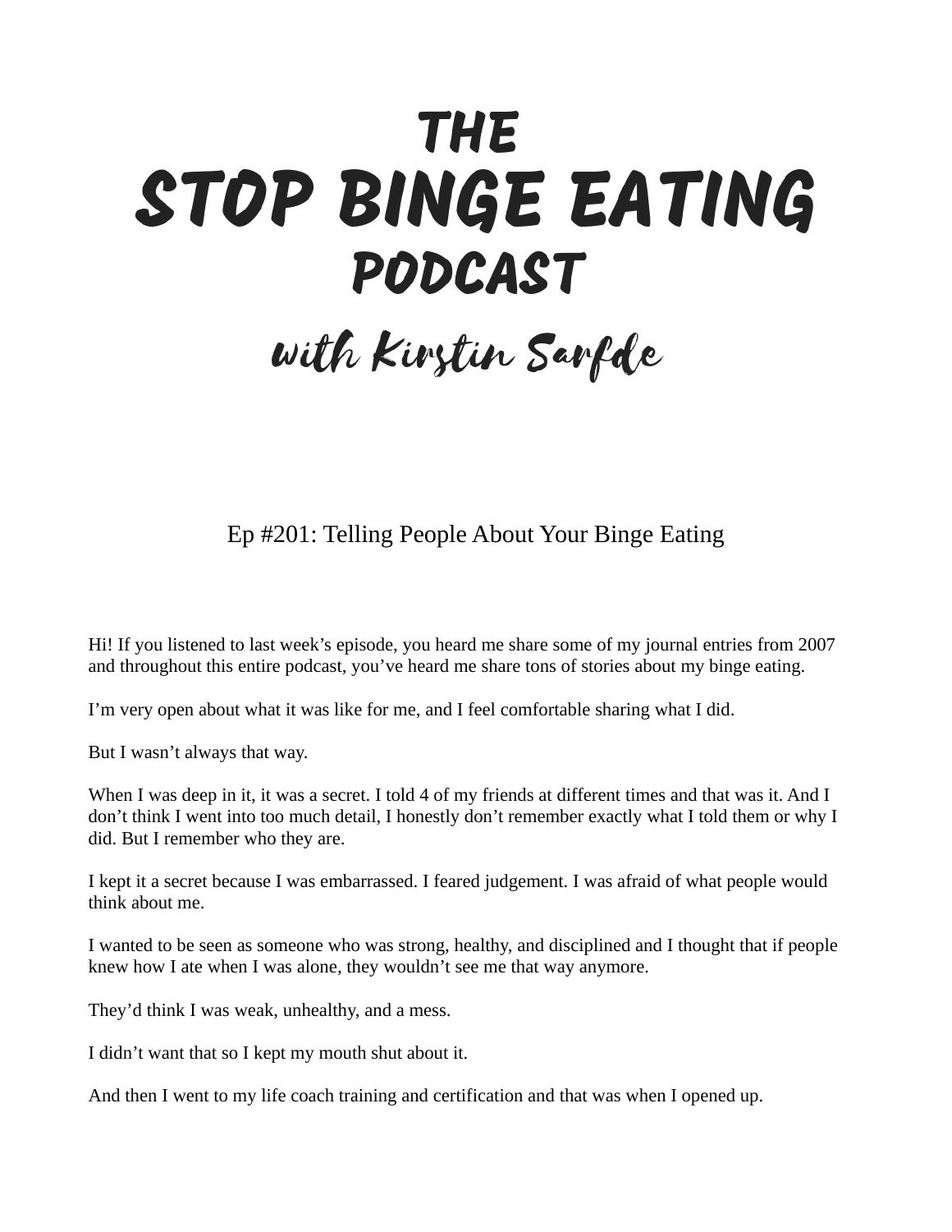# THE STOP BINGE EATING PODCAST

## with Kirstin Sarfde

### Ep #201: Telling People About Your Binge Eating

Hi! If you listened to last week's episode, you heard me share some of my journal entries from 2007 and throughout this entire podcast, you've heard me share tons of stories about my binge eating.

I'm very open about what it was like for me, and I feel comfortable sharing what I did.

But I wasn't always that way.

When I was deep in it, it was a secret. I told 4 of my friends at different times and that was it. And I don't think I went into too much detail, I honestly don't remember exactly what I told them or why I did. But I remember who they are.

I kept it a secret because I was embarrassed. I feared judgement. I was afraid of what people would think about me.

I wanted to be seen as someone who was strong, healthy, and disciplined and I thought that if people knew how I ate when I was alone, they wouldn't see me that way anymore.

They'd think I was weak, unhealthy, and a mess.

I didn't want that so I kept my mouth shut about it.

And then I went to my life coach training and certification and that was when I opened up.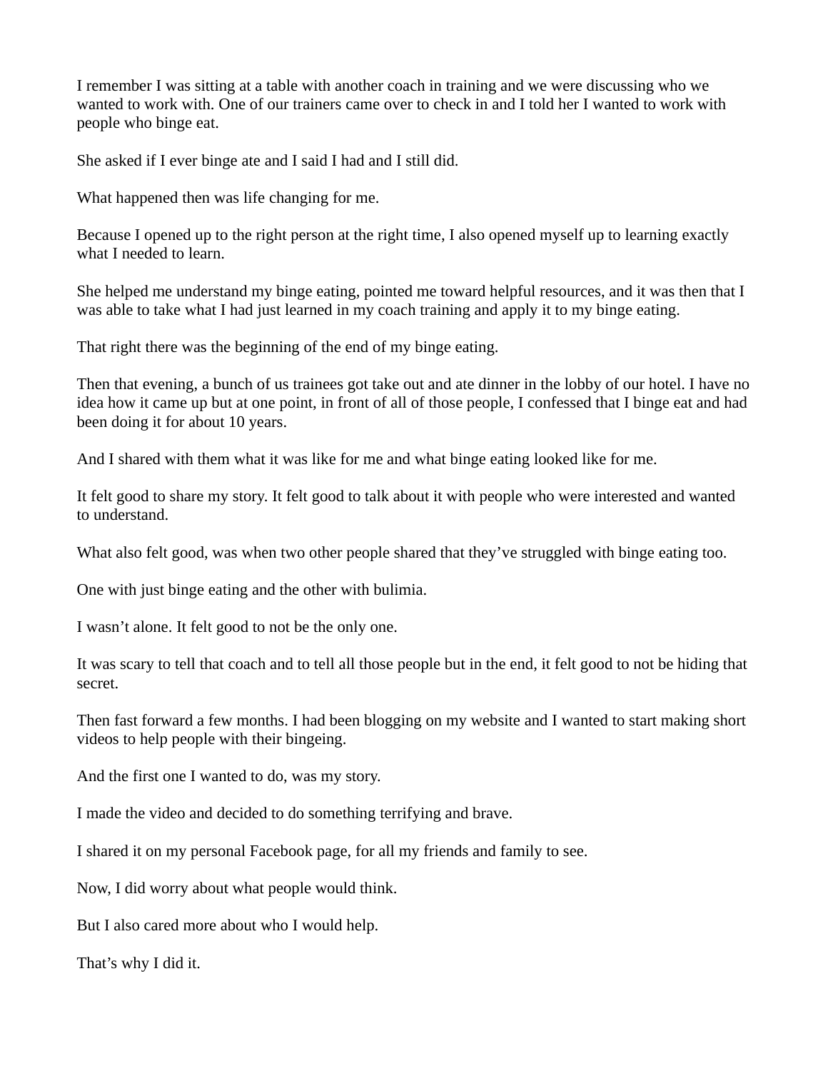I remember I was sitting at a table with another coach in training and we were discussing who we wanted to work with. One of our trainers came over to check in and I told her I wanted to work with people who binge eat.

She asked if I ever binge ate and I said I had and I still did.

What happened then was life changing for me.

Because I opened up to the right person at the right time, I also opened myself up to learning exactly what I needed to learn.

She helped me understand my binge eating, pointed me toward helpful resources, and it was then that I was able to take what I had just learned in my coach training and apply it to my binge eating.

That right there was the beginning of the end of my binge eating.

Then that evening, a bunch of us trainees got take out and ate dinner in the lobby of our hotel. I have no idea how it came up but at one point, in front of all of those people, I confessed that I binge eat and had been doing it for about 10 years.

And I shared with them what it was like for me and what binge eating looked like for me.

It felt good to share my story. It felt good to talk about it with people who were interested and wanted to understand.

What also felt good, was when two other people shared that they've struggled with binge eating too.

One with just binge eating and the other with bulimia.

I wasn't alone. It felt good to not be the only one.

It was scary to tell that coach and to tell all those people but in the end, it felt good to not be hiding that secret.

Then fast forward a few months. I had been blogging on my website and I wanted to start making short videos to help people with their bingeing.

And the first one I wanted to do, was my story.

I made the video and decided to do something terrifying and brave.

I shared it on my personal Facebook page, for all my friends and family to see.

Now, I did worry about what people would think.

But I also cared more about who I would help.

That's why I did it.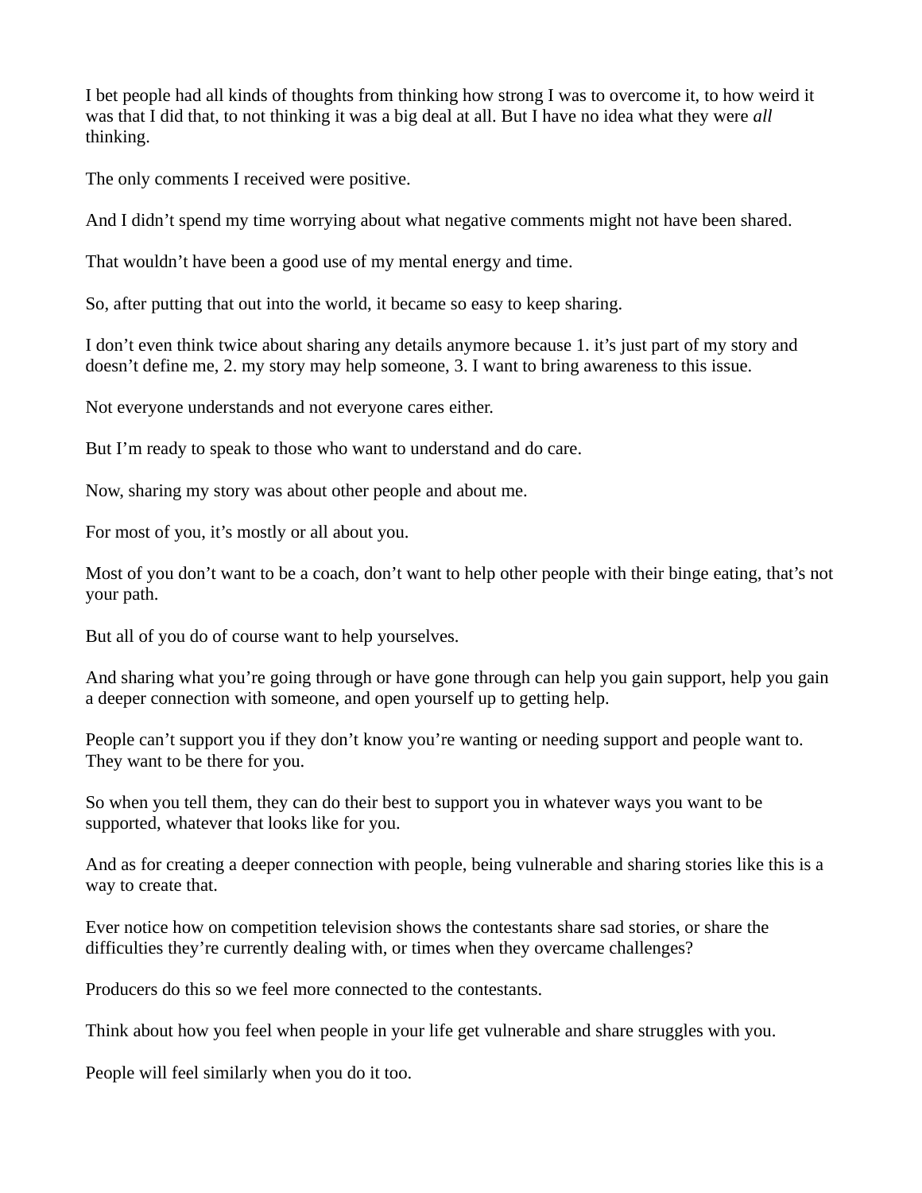I bet people had all kinds of thoughts from thinking how strong I was to overcome it, to how weird it was that I did that, to not thinking it was a big deal at all. But I have no idea what they were *all* thinking.

The only comments I received were positive.

And I didn't spend my time worrying about what negative comments might not have been shared.

That wouldn't have been a good use of my mental energy and time.

So, after putting that out into the world, it became so easy to keep sharing.

I don't even think twice about sharing any details anymore because 1. it's just part of my story and doesn't define me, 2. my story may help someone, 3. I want to bring awareness to this issue.

Not everyone understands and not everyone cares either.

But I'm ready to speak to those who want to understand and do care.

Now, sharing my story was about other people and about me.

For most of you, it's mostly or all about you.

Most of you don't want to be a coach, don't want to help other people with their binge eating, that's not your path.

But all of you do of course want to help yourselves.

And sharing what you're going through or have gone through can help you gain support, help you gain a deeper connection with someone, and open yourself up to getting help.

People can't support you if they don't know you're wanting or needing support and people want to. They want to be there for you.

So when you tell them, they can do their best to support you in whatever ways you want to be supported, whatever that looks like for you.

And as for creating a deeper connection with people, being vulnerable and sharing stories like this is a way to create that.

Ever notice how on competition television shows the contestants share sad stories, or share the difficulties they're currently dealing with, or times when they overcame challenges?

Producers do this so we feel more connected to the contestants.

Think about how you feel when people in your life get vulnerable and share struggles with you.

People will feel similarly when you do it too.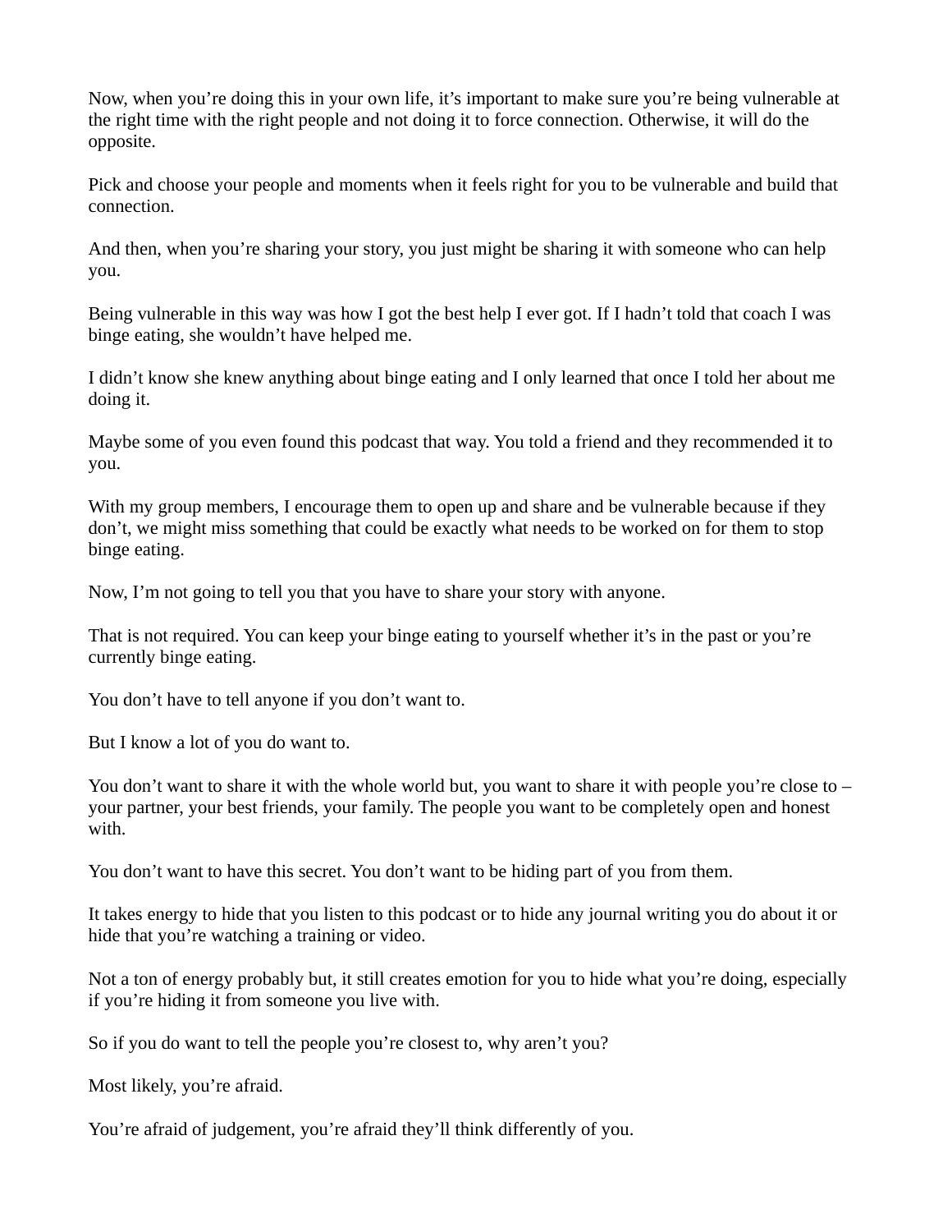Now, when you're doing this in your own life, it's important to make sure you're being vulnerable at the right time with the right people and not doing it to force connection. Otherwise, it will do the opposite.

Pick and choose your people and moments when it feels right for you to be vulnerable and build that connection.

And then, when you're sharing your story, you just might be sharing it with someone who can help you.

Being vulnerable in this way was how I got the best help I ever got. If I hadn't told that coach I was binge eating, she wouldn't have helped me.

I didn't know she knew anything about binge eating and I only learned that once I told her about me doing it.

Maybe some of you even found this podcast that way. You told a friend and they recommended it to you.

With my group members, I encourage them to open up and share and be vulnerable because if they don't, we might miss something that could be exactly what needs to be worked on for them to stop binge eating.

Now, I'm not going to tell you that you have to share your story with anyone.

That is not required. You can keep your binge eating to yourself whether it's in the past or you're currently binge eating.

You don't have to tell anyone if you don't want to.

But I know a lot of you do want to.

You don't want to share it with the whole world but, you want to share it with people you're close to – your partner, your best friends, your family. The people you want to be completely open and honest with.

You don't want to have this secret. You don't want to be hiding part of you from them.

It takes energy to hide that you listen to this podcast or to hide any journal writing you do about it or hide that you're watching a training or video.

Not a ton of energy probably but, it still creates emotion for you to hide what you're doing, especially if you're hiding it from someone you live with.

So if you do want to tell the people you're closest to, why aren't you?

Most likely, you're afraid.

You're afraid of judgement, you're afraid they'll think differently of you.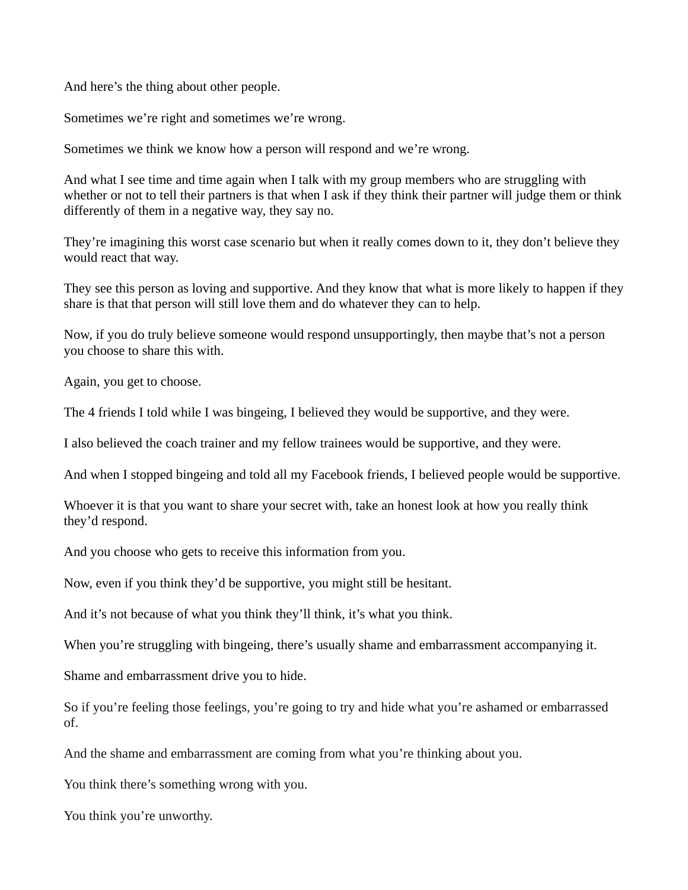And here’s the thing about other people.

Sometimes we’re right and sometimes we’re wrong.

Sometimes we think we know how a person will respond and we’re wrong.

And what I see time and time again when I talk with my group members who are struggling with whether or not to tell their partners is that when I ask if they think their partner will judge them or think differently of them in a negative way, they say no.

They’re imagining this worst case scenario but when it really comes down to it, they don’t believe they would react that way.

They see this person as loving and supportive. And they know that what is more likely to happen if they share is that that person will still love them and do whatever they can to help.

Now, if you do truly believe someone would respond unsupportingly, then maybe that’s not a person you choose to share this with.

Again, you get to choose.

The 4 friends I told while I was bingeing, I believed they would be supportive, and they were.

I also believed the coach trainer and my fellow trainees would be supportive, and they were.

And when I stopped bingeing and told all my Facebook friends, I believed people would be supportive.

Whoever it is that you want to share your secret with, take an honest look at how you really think they’d respond.

And you choose who gets to receive this information from you.

Now, even if you think they’d be supportive, you might still be hesitant.

And it’s not because of what you think they’ll think, it’s what you think.

When you’re struggling with bingeing, there’s usually shame and embarrassment accompanying it.

Shame and embarrassment drive you to hide.

So if you’re feeling those feelings, you’re going to try and hide what you’re ashamed or embarrassed of.

And the shame and embarrassment are coming from what you’re thinking about you.

You think there’s something wrong with you.

You think you’re unworthy.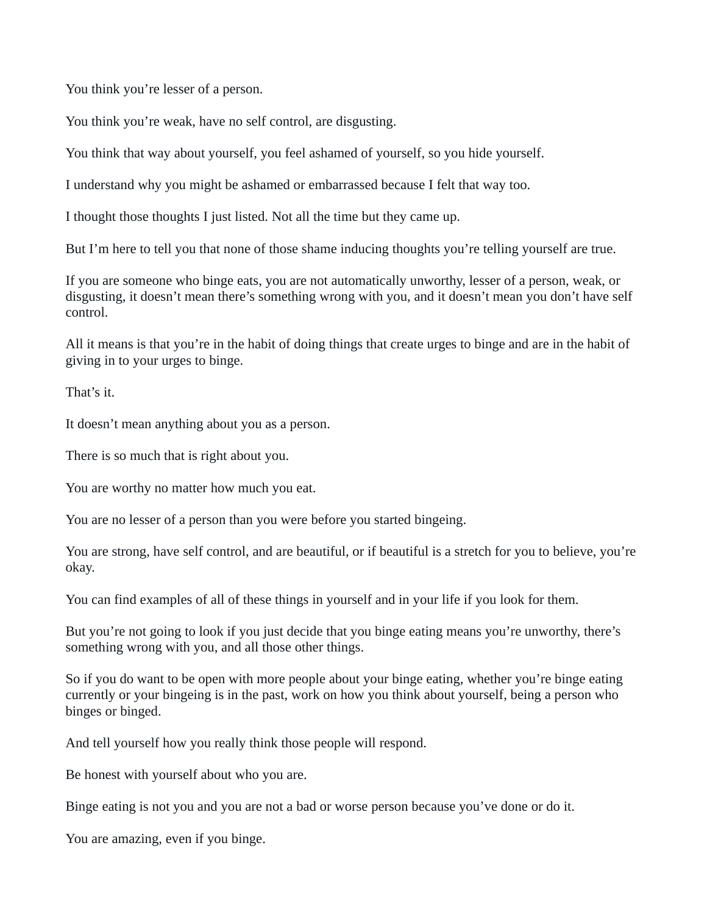You think you’re lesser of a person.

You think you’re weak, have no self control, are disgusting.

You think that way about yourself, you feel ashamed of yourself, so you hide yourself.

I understand why you might be ashamed or embarrassed because I felt that way too.

I thought those thoughts I just listed. Not all the time but they came up.

But I’m here to tell you that none of those shame inducing thoughts you’re telling yourself are true.

If you are someone who binge eats, you are not automatically unworthy, lesser of a person, weak, or disgusting, it doesn’t mean there’s something wrong with you, and it doesn’t mean you don’t have self control.

All it means is that you’re in the habit of doing things that create urges to binge and are in the habit of giving in to your urges to binge.

That’s it.

It doesn’t mean anything about you as a person.

There is so much that is right about you.

You are worthy no matter how much you eat.

You are no lesser of a person than you were before you started bingeing.

You are strong, have self control, and are beautiful, or if beautiful is a stretch for you to believe, you’re okay.

You can find examples of all of these things in yourself and in your life if you look for them.

But you’re not going to look if you just decide that you binge eating means you’re unworthy, there’s something wrong with you, and all those other things.

So if you do want to be open with more people about your binge eating, whether you’re binge eating currently or your bingeing is in the past, work on how you think about yourself, being a person who binges or binged.

And tell yourself how you really think those people will respond.

Be honest with yourself about who you are.

Binge eating is not you and you are not a bad or worse person because you’ve done or do it.

You are amazing, even if you binge.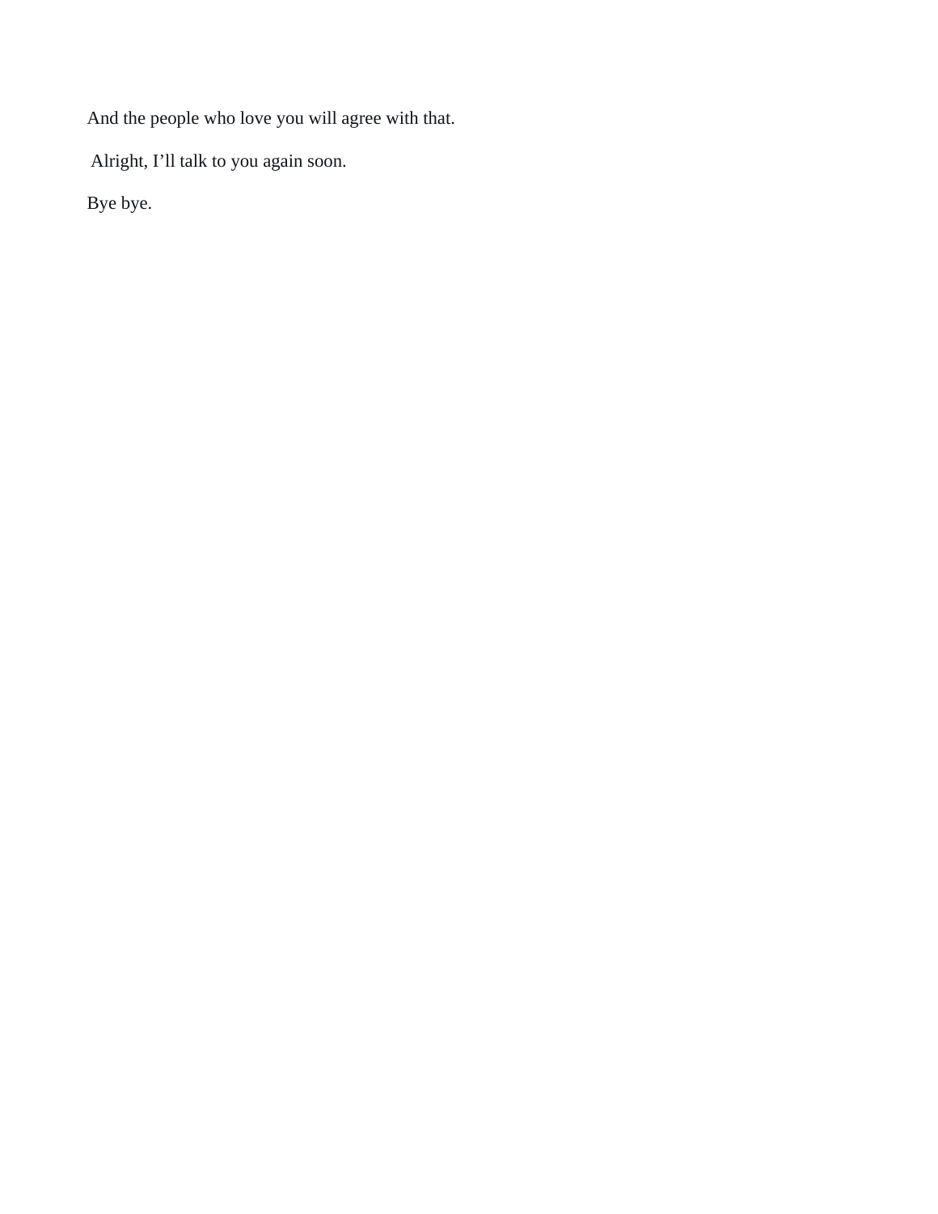And the people who love you will agree with that.

Alright, I'll talk to you again soon.

Bye bye.